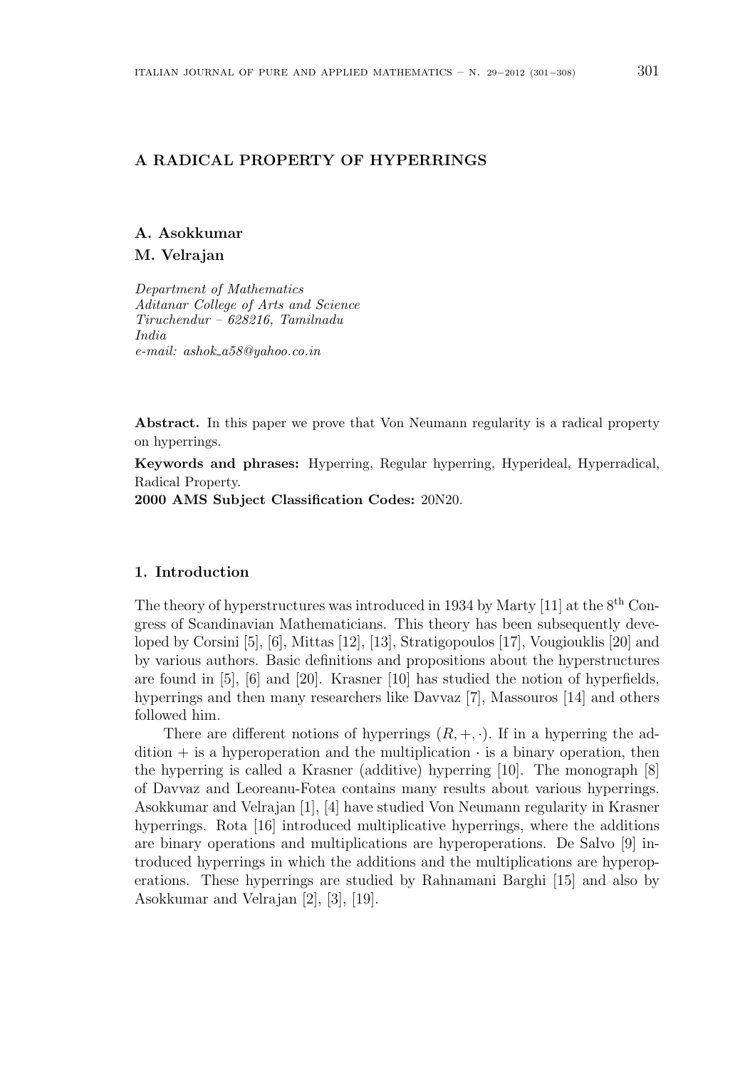# A RADICAL PROPERTY OF HYPERRINGS

**A. Asokkumar**
**M. Velrajan**

*Department of Mathematics*
*Aditanar College of Arts and Science*
*Tiruchendur – 628216, Tamilnadu*
*India*
*e-mail: ashok_a58@yahoo.co.in*

**Abstract.** In this paper we prove that Von Neumann regularity is a radical property on hyperrings.

**Keywords and phrases:** Hyperring, Regular hyperring, Hyperideal, Hyperradical, Radical Property.

**2000 AMS Subject Classification Codes:** 20N20.

## 1. Introduction

The theory of hyperstructures was introduced in 1934 by Marty [11] at the 8th Congress of Scandinavian Mathematicians. This theory has been subsequently developed by Corsini [5], [6], Mittas [12], [13], Stratigopoulos [17], Vougiouklis [20] and by various authors. Basic definitions and propositions about the hyperstructures are found in [5], [6] and [20]. Krasner [10] has studied the notion of hyperfields, hyperrings and then many researchers like Davvaz [7], Massouros [14] and others followed him.

There are different notions of hyperrings $(R, +, \cdot)$. If in a hyperring the addition $+$ is a hyperoperation and the multiplication $\cdot$ is a binary operation, then the hyperring is called a Krasner (additive) hyperring [10]. The monograph [8] of Davvaz and Leoreanu-Fotea contains many results about various hyperrings. Asokkumar and Velrajan [1], [4] have studied Von Neumann regularity in Krasner hyperrings. Rota [16] introduced multiplicative hyperrings, where the additions are binary operations and multiplications are hyperoperations. De Salvo [9] introduced hyperrings in which the additions and the multiplications are hyperoperations. These hyperrings are studied by Rahnamani Barghi [15] and also by Asokkumar and Velrajan [2], [3], [19].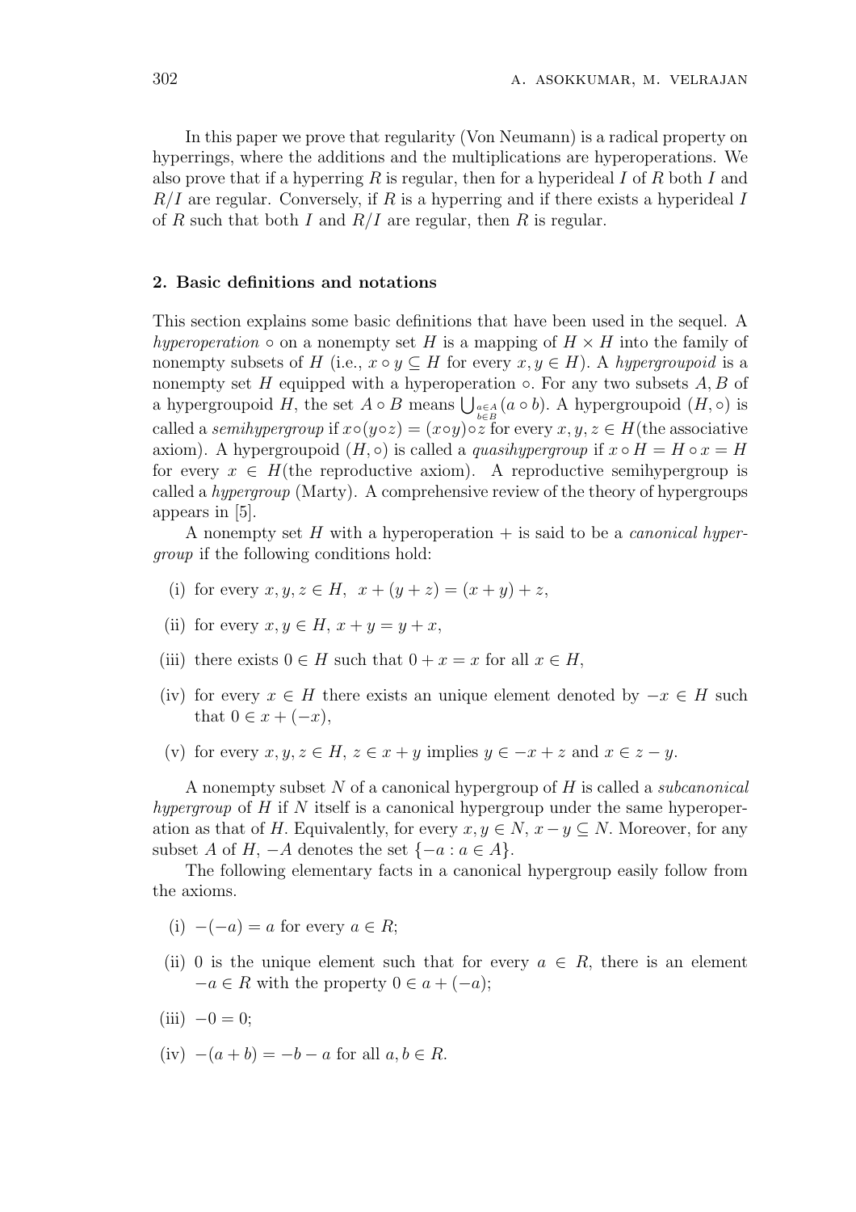In this paper we prove that regularity (Von Neumann) is a radical property on hyperrings, where the additions and the multiplications are hyperoperations. We also prove that if a hyperring $R$ is regular, then for a hyperideal $I$ of $R$ both $I$ and $R/I$ are regular. Conversely, if $R$ is a hyperring and if there exists a hyperideal $I$ of $R$ such that both $I$ and $R/I$ are regular, then $R$ is regular.

## 2. Basic definitions and notations

This section explains some basic definitions that have been used in the sequel. A *hyperoperation* $\circ$ on a nonempty set $H$ is a mapping of $H \times H$ into the family of nonempty subsets of $H$ (i.e., $x \circ y \subseteq H$ for every $x, y \in H$). A *hypergroupoid* is a nonempty set $H$ equipped with a hyperoperation $\circ$. For any two subsets $A, B$ of a hypergroupoid $H$, the set $A \circ B$ means $\bigcup_{\substack{a \in A \\ b \in B}} (a \circ b)$. A hypergroupoid $(H, \circ)$ is called a *semihypergroup* if $x \circ (y \circ z) = (x \circ y) \circ z$ for every $x, y, z \in H$(the associative axiom). A hypergroupoid $(H, \circ)$ is called a *quasihypergroup* if $x \circ H = H \circ x = H$ for every $x \in H$(the reproductive axiom). A reproductive semihypergroup is called a *hypergroup* (Marty). A comprehensive review of the theory of hypergroups appears in [5].

A nonempty set $H$ with a hyperoperation $+$ is said to be a *canonical hypergroup* if the following conditions hold:

(i) for every $x, y, z \in H$, $x + (y + z) = (x + y) + z$,

(ii) for every $x, y \in H$, $x + y = y + x$,

(iii) there exists $0 \in H$ such that $0 + x = x$ for all $x \in H$,

(iv) for every $x \in H$ there exists an unique element denoted by $-x \in H$ such that $0 \in x + (-x)$,

(v) for every $x, y, z \in H$, $z \in x + y$ implies $y \in -x + z$ and $x \in z - y$.

A nonempty subset $N$ of a canonical hypergroup of $H$ is called a *subcanonical hypergroup* of $H$ if $N$ itself is a canonical hypergroup under the same hyperoperation as that of $H$. Equivalently, for every $x, y \in N$, $x - y \subseteq N$. Moreover, for any subset $A$ of $H$, $-A$ denotes the set $\{-a : a \in A\}$.

The following elementary facts in a canonical hypergroup easily follow from the axioms.

(i) $-(-a) = a$ for every $a \in R$;

(ii) $0$ is the unique element such that for every $a \in R$, there is an element $-a \in R$ with the property $0 \in a + (-a)$;

(iii) $-0 = 0$;

(iv) $-(a + b) = -b - a$ for all $a, b \in R$.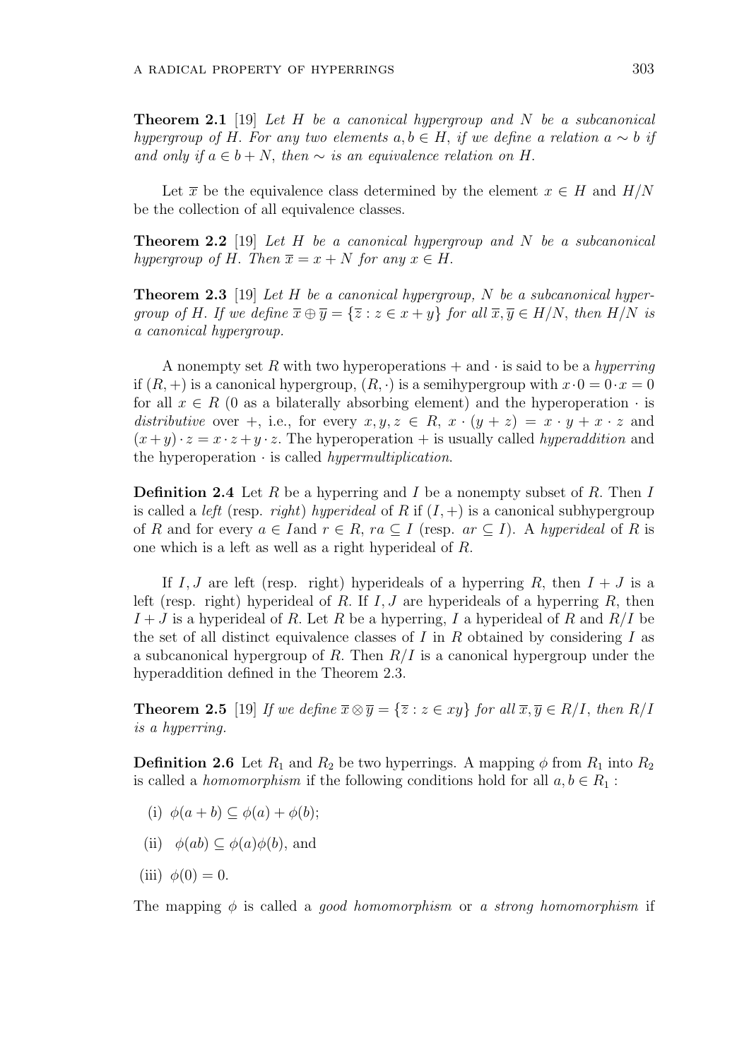**Theorem 2.1** [19] *Let $H$ be a canonical hypergroup and $N$ be a subcanonical hypergroup of $H$. For any two elements $a, b \in H$, if we define a relation $a \sim b$ if and only if $a \in b + N$, then $\sim$ is an equivalence relation on $H$.*

Let $\overline{x}$ be the equivalence class determined by the element $x \in H$ and $H/N$ be the collection of all equivalence classes.

**Theorem 2.2** [19] *Let $H$ be a canonical hypergroup and $N$ be a subcanonical hypergroup of $H$. Then $\overline{x} = x + N$ for any $x \in H$.*

**Theorem 2.3** [19] *Let $H$ be a canonical hypergroup, $N$ be a subcanonical hypergroup of $H$. If we define $\overline{x} \oplus \overline{y} = \{\overline{z} : z \in x + y\}$ for all $\overline{x}, \overline{y} \in H/N$, then $H/N$ is a canonical hypergroup.*

A nonempty set $R$ with two hyperoperations $+$ and $\cdot$ is said to be a *hyperring* if $(R, +)$ is a canonical hypergroup, $(R, \cdot)$ is a semihypergroup with $x \cdot 0 = 0 \cdot x = 0$ for all $x \in R$ ($0$ as a bilaterally absorbing element) and the hyperoperation $\cdot$ is *distributive* over $+$, i.e., for every $x, y, z \in R$, $x \cdot (y + z) = x \cdot y + x \cdot z$ and $(x + y) \cdot z = x \cdot z + y \cdot z$. The hyperoperation $+$ is usually called *hyperaddition* and the hyperoperation $\cdot$ is called *hypermultiplication*.

**Definition 2.4** Let $R$ be a hyperring and $I$ be a nonempty subset of $R$. Then $I$ is called a *left* (resp. *right*) *hyperideal* of $R$ if $(I, +)$ is a canonical subhypergroup of $R$ and for every $a \in I$and $r \in R$, $ra \subseteq I$ (resp. $ar \subseteq I$). A *hyperideal* of $R$ is one which is a left as well as a right hyperideal of $R$.

If $I, J$ are left (resp. right) hyperideals of a hyperring $R$, then $I + J$ is a left (resp. right) hyperideal of $R$. If $I, J$ are hyperideals of a hyperring $R$, then $I + J$ is a hyperideal of $R$. Let $R$ be a hyperring, $I$ a hyperideal of $R$ and $R/I$ be the set of all distinct equivalence classes of $I$ in $R$ obtained by considering $I$ as a subcanonical hypergroup of $R$. Then $R/I$ is a canonical hypergroup under the hyperaddition defined in the Theorem 2.3.

**Theorem 2.5** [19] *If we define $\overline{x} \otimes \overline{y} = \{\overline{z} : z \in xy\}$ for all $\overline{x}, \overline{y} \in R/I$, then $R/I$ is a hyperring.*

**Definition 2.6** Let $R_1$ and $R_2$ be two hyperrings. A mapping $\phi$ from $R_1$ into $R_2$ is called a *homomorphism* if the following conditions hold for all $a, b \in R_1$ :

(i) $\phi(a + b) \subseteq \phi(a) + \phi(b)$;

(ii) $\phi(ab) \subseteq \phi(a)\phi(b)$, and

(iii) $\phi(0) = 0$.

The mapping $\phi$ is called a *good homomorphism* or *a strong homomorphism* if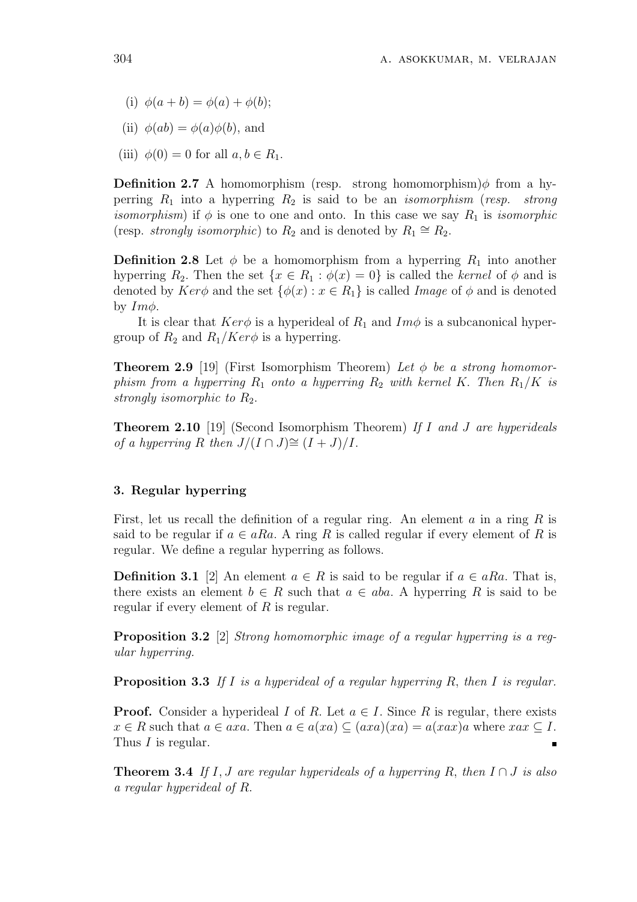(i) $\phi(a+b) = \phi(a) + \phi(b)$;

(ii) $\phi(ab) = \phi(a)\phi(b)$, and

(iii) $\phi(0) = 0$ for all $a, b \in R_1$.

**Definition 2.7** A homomorphism (resp. strong homomorphism)$\phi$ from a hyperring $R_1$ into a hyperring $R_2$ is said to be an *isomorphism* (*resp. strong isomorphism*) if $\phi$ is one to one and onto. In this case we say $R_1$ is *isomorphic* (resp. *strongly isomorphic*) to $R_2$ and is denoted by $R_1 \cong R_2$.

**Definition 2.8** Let $\phi$ be a homomorphism from a hyperring $R_1$ into another hyperring $R_2$. Then the set $\{x \in R_1 : \phi(x) = 0\}$ is called the *kernel* of $\phi$ and is denoted by $Ker\phi$ and the set $\{\phi(x) : x \in R_1\}$ is called *Image* of $\phi$ and is denoted by $Im\phi$.

It is clear that $Ker\phi$ is a hyperideal of $R_1$ and $Im\phi$ is a subcanonical hypergroup of $R_2$ and $R_1/Ker\phi$ is a hyperring.

**Theorem 2.9** [19] (First Isomorphism Theorem) *Let $\phi$ be a strong homomorphism from a hyperring $R_1$ onto a hyperring $R_2$ with kernel K. Then $R_1/K$ is strongly isomorphic to $R_2$.*

**Theorem 2.10** [19] (Second Isomorphism Theorem) *If I and J are hyperideals of a hyperring R then $J/(I \cap J) \cong (I + J)/I$.*

## 3. Regular hyperring

First, let us recall the definition of a regular ring. An element $a$ in a ring $R$ is said to be regular if $a \in aRa$. A ring $R$ is called regular if every element of $R$ is regular. We define a regular hyperring as follows.

**Definition 3.1** [2] An element $a \in R$ is said to be regular if $a \in aRa$. That is, there exists an element $b \in R$ such that $a \in aba$. A hyperring $R$ is said to be regular if every element of $R$ is regular.

**Proposition 3.2** [2] *Strong homomorphic image of a regular hyperring is a regular hyperring.*

**Proposition 3.3** *If $I$ is a hyperideal of a regular hyperring $R$, then $I$ is regular.*

**Proof.** Consider a hyperideal $I$ of $R$. Let $a \in I$. Since $R$ is regular, there exists $x \in R$ such that $a \in axa$. Then $a \in a(xa) \subseteq (axa)(xa) = a(xax)a$ where $xax \subseteq I$. Thus $I$ is regular. ∎

**Theorem 3.4** *If $I, J$ are regular hyperideals of a hyperring $R$, then $I \cap J$ is also a regular hyperideal of $R$.*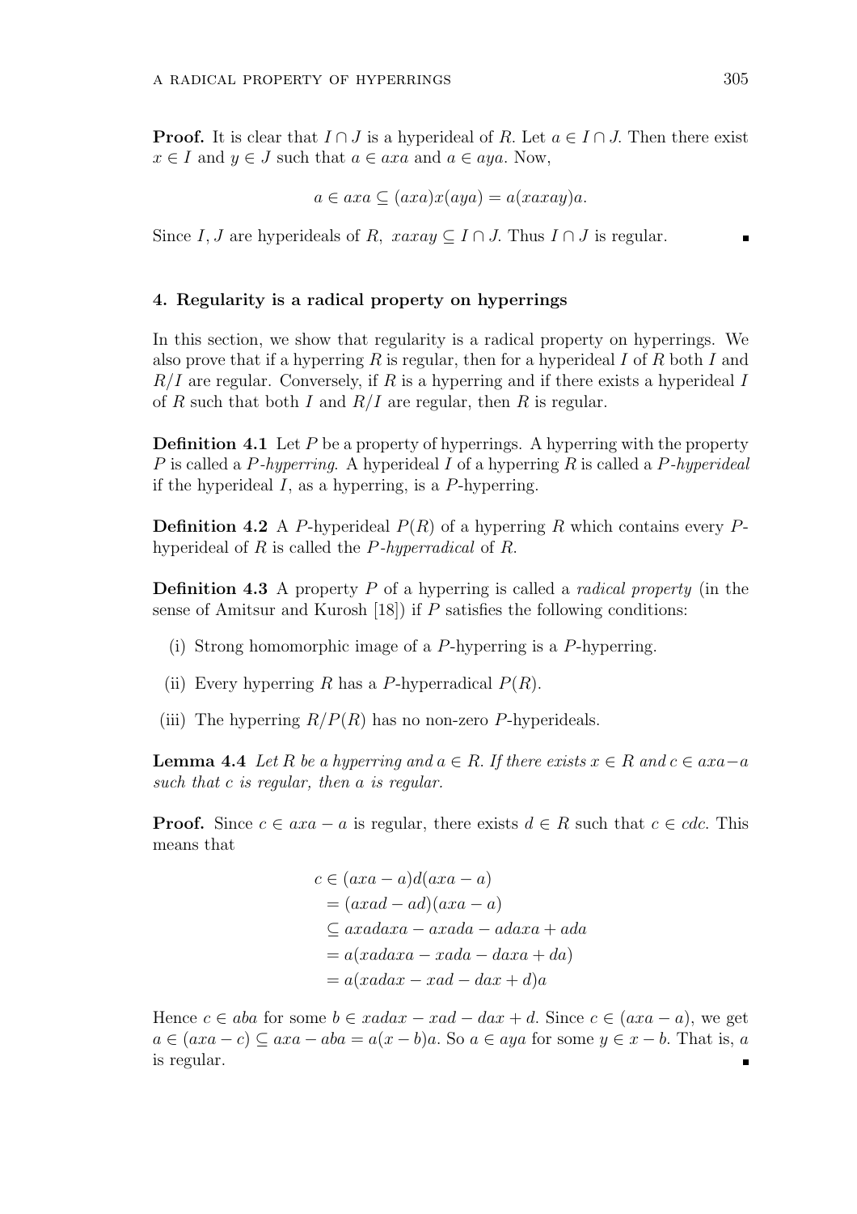**Proof.** It is clear that $I \cap J$ is a hyperideal of $R$. Let $a \in I \cap J$. Then there exist $x \in I$ and $y \in J$ such that $a \in axa$ and $a \in aya$. Now,

$$a \in axa \subseteq (axa)x(aya) = a(xaxay)a.$$

Since $I, J$ are hyperideals of $R$, $xaxay \subseteq I \cap J$. Thus $I \cap J$ is regular. ∎

## 4. Regularity is a radical property on hyperrings

In this section, we show that regularity is a radical property on hyperrings. We also prove that if a hyperring $R$ is regular, then for a hyperideal $I$ of $R$ both $I$ and $R/I$ are regular. Conversely, if $R$ is a hyperring and if there exists a hyperideal $I$ of $R$ such that both $I$ and $R/I$ are regular, then $R$ is regular.

**Definition 4.1** Let $P$ be a property of hyperrings. A hyperring with the property $P$ is called a *$P$-hyperring*. A hyperideal $I$ of a hyperring $R$ is called a *$P$-hyperideal* if the hyperideal $I$, as a hyperring, is a $P$-hyperring.

**Definition 4.2** A $P$-hyperideal $P(R)$ of a hyperring $R$ which contains every $P$-hyperideal of $R$ is called the *$P$-hyperradical* of $R$.

**Definition 4.3** A property $P$ of a hyperring is called a *radical property* (in the sense of Amitsur and Kurosh [18]) if $P$ satisfies the following conditions:

(i) Strong homomorphic image of a $P$-hyperring is a $P$-hyperring.

(ii) Every hyperring $R$ has a $P$-hyperradical $P(R)$.

(iii) The hyperring $R/P(R)$ has no non-zero $P$-hyperideals.

**Lemma 4.4** *Let $R$ be a hyperring and $a \in R$. If there exists $x \in R$ and $c \in axa - a$ such that $c$ is regular, then $a$ is regular.*

**Proof.** Since $c \in axa - a$ is regular, there exists $d \in R$ such that $c \in cdc$. This means that

$$\begin{aligned}
c &\in (axa - a)d(axa - a) \\
&= (axad - ad)(axa - a) \\
&\subseteq axadaxa - axada - adaxa + ada \\
&= a(xadaxa - xada - daxa + da) \\
&= a(xadax - xad - dax + d)a
\end{aligned}$$

Hence $c \in aba$ for some $b \in xadax - xad - dax + d$. Since $c \in (axa - a)$, we get $a \in (axa - c) \subseteq axa - aba = a(x - b)a$. So $a \in aya$ for some $y \in x - b$. That is, $a$ is regular. ∎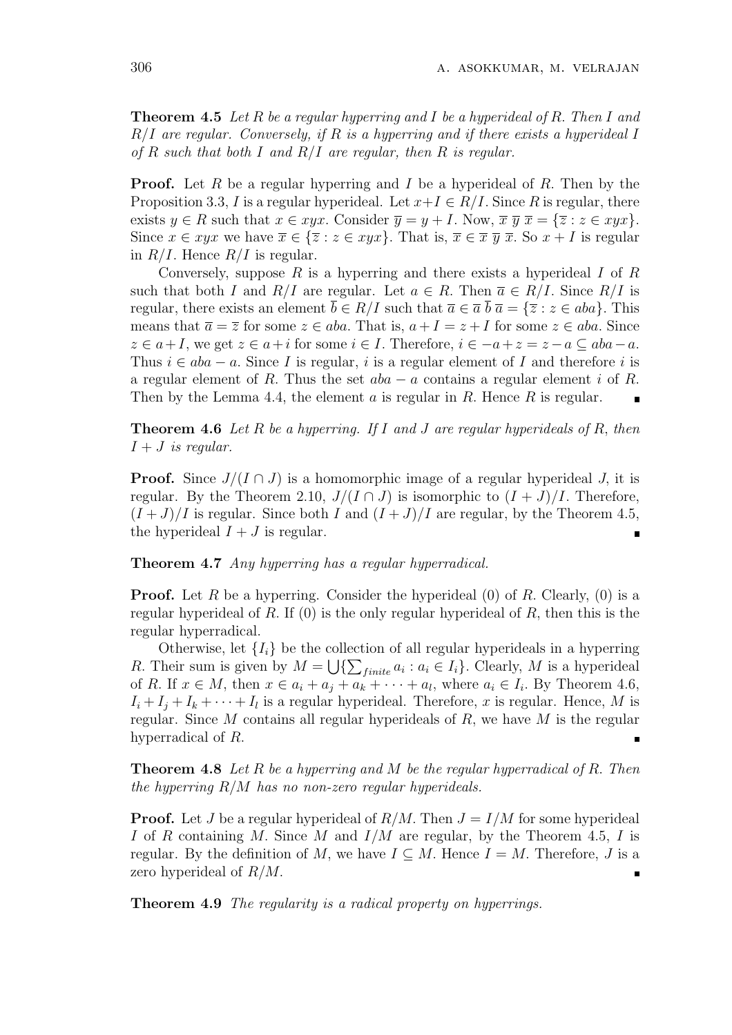**Theorem 4.5** *Let $R$ be a regular hyperring and $I$ be a hyperideal of $R$. Then $I$ and $R/I$ are regular. Conversely, if $R$ is a hyperring and if there exists a hyperideal $I$ of $R$ such that both $I$ and $R/I$ are regular, then $R$ is regular.*

**Proof.** Let $R$ be a regular hyperring and $I$ be a hyperideal of $R$. Then by the Proposition 3.3, $I$ is a regular hyperideal. Let $x+I \in R/I$. Since $R$ is regular, there exists $y \in R$ such that $x \in xyx$. Consider $\overline{y} = y + I$. Now, $\overline{x}\,\overline{y}\,\overline{x} = \{\overline{z} : z \in xyx\}$. Since $x \in xyx$ we have $\overline{x} \in \{\overline{z} : z \in xyx\}$. That is, $\overline{x} \in \overline{x}\,\overline{y}\,\overline{x}$. So $x + I$ is regular in $R/I$. Hence $R/I$ is regular.

Conversely, suppose $R$ is a hyperring and there exists a hyperideal $I$ of $R$ such that both $I$ and $R/I$ are regular. Let $a \in R$. Then $\overline{a} \in R/I$. Since $R/I$ is regular, there exists an element $\overline{b} \in R/I$ such that $\overline{a} \in \overline{a}\,\overline{b}\,\overline{a} = \{\overline{z} : z \in aba\}$. This means that $\overline{a} = \overline{z}$ for some $z \in aba$. That is, $a + I = z + I$ for some $z \in aba$. Since $z \in a+I$, we get $z \in a+i$ for some $i \in I$. Therefore, $i \in -a+z = z-a \subseteq aba-a$. Thus $i \in aba - a$. Since $I$ is regular, $i$ is a regular element of $I$ and therefore $i$ is a regular element of $R$. Thus the set $aba - a$ contains a regular element $i$ of $R$. Then by the Lemma 4.4, the element $a$ is regular in $R$. Hence $R$ is regular. ∎

**Theorem 4.6** *Let $R$ be a hyperring. If $I$ and $J$ are regular hyperideals of $R$, then $I + J$ is regular.*

**Proof.** Since $J/(I \cap J)$ is a homomorphic image of a regular hyperideal $J$, it is regular. By the Theorem 2.10, $J/(I \cap J)$ is isomorphic to $(I + J)/I$. Therefore, $(I + J)/I$ is regular. Since both $I$ and $(I + J)/I$ are regular, by the Theorem 4.5, the hyperideal $I + J$ is regular. ∎

**Theorem 4.7** *Any hyperring has a regular hyperradical.*

**Proof.** Let $R$ be a hyperring. Consider the hyperideal $(0)$ of $R$. Clearly, $(0)$ is a regular hyperideal of $R$. If $(0)$ is the only regular hyperideal of $R$, then this is the regular hyperradical.

Otherwise, let $\{I_i\}$ be the collection of all regular hyperideals in a hyperring $R$. Their sum is given by $M = \bigcup\{\sum_{finite} a_i : a_i \in I_i\}$. Clearly, $M$ is a hyperideal of $R$. If $x \in M$, then $x \in a_i + a_j + a_k + \cdots + a_l$, where $a_i \in I_i$. By Theorem 4.6, $I_i + I_j + I_k + \cdots + I_l$ is a regular hyperideal. Therefore, $x$ is regular. Hence, $M$ is regular. Since $M$ contains all regular hyperideals of $R$, we have $M$ is the regular hyperradical of $R$. ∎

**Theorem 4.8** *Let $R$ be a hyperring and $M$ be the regular hyperradical of $R$. Then the hyperring $R/M$ has no non-zero regular hyperideals.*

**Proof.** Let $J$ be a regular hyperideal of $R/M$. Then $J = I/M$ for some hyperideal $I$ of $R$ containing $M$. Since $M$ and $I/M$ are regular, by the Theorem 4.5, $I$ is regular. By the definition of $M$, we have $I \subseteq M$. Hence $I = M$. Therefore, $J$ is a zero hyperideal of $R/M$. ∎

**Theorem 4.9** *The regularity is a radical property on hyperrings.*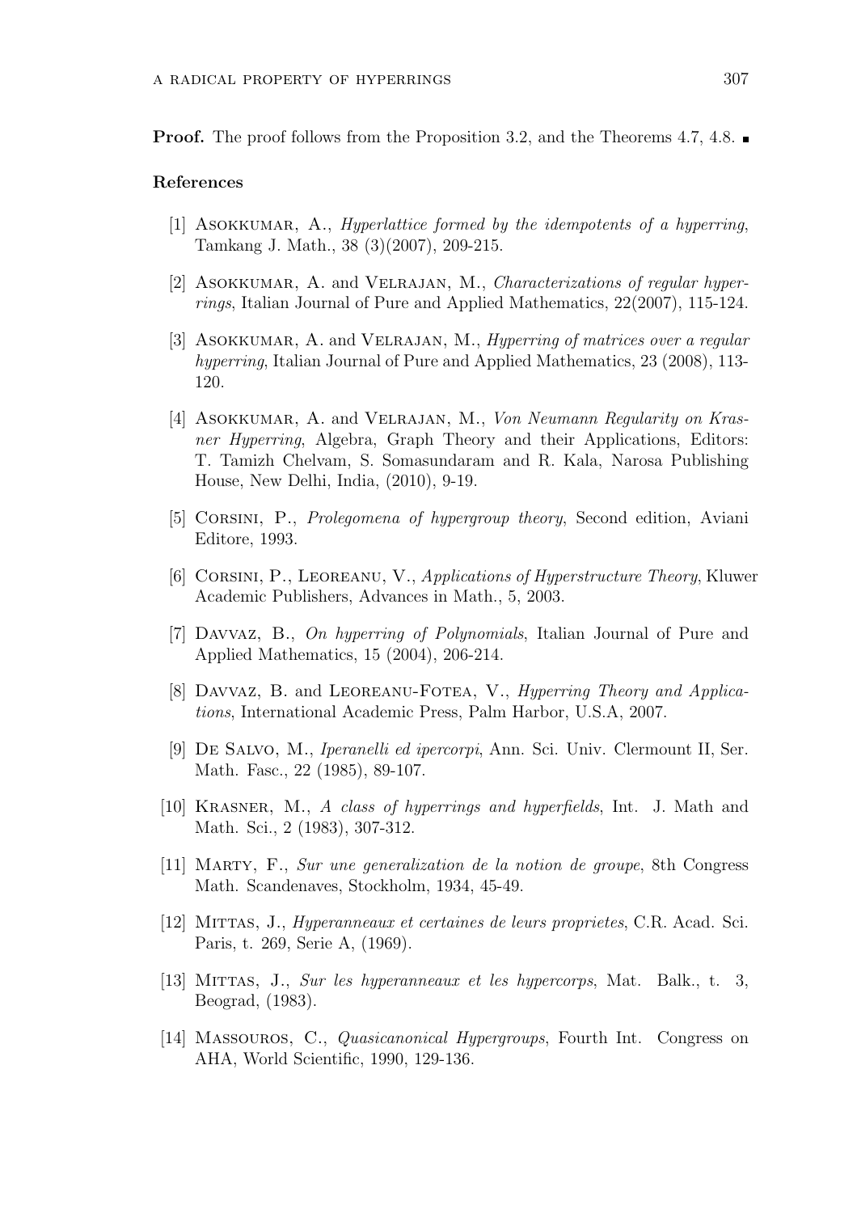**Proof.** The proof follows from the Proposition 3.2, and the Theorems 4.7, 4.8. ∎

## References

[1] Asokkumar, A., *Hyperlattice formed by the idempotents of a hyperring*, Tamkang J. Math., 38 (3)(2007), 209-215.

[2] Asokkumar, A. and Velrajan, M., *Characterizations of regular hyperrings*, Italian Journal of Pure and Applied Mathematics, 22(2007), 115-124.

[3] Asokkumar, A. and Velrajan, M., *Hyperring of matrices over a regular hyperring*, Italian Journal of Pure and Applied Mathematics, 23 (2008), 113-120.

[4] Asokkumar, A. and Velrajan, M., *Von Neumann Regularity on Krasner Hyperring*, Algebra, Graph Theory and their Applications, Editors: T. Tamizh Chelvam, S. Somasundaram and R. Kala, Narosa Publishing House, New Delhi, India, (2010), 9-19.

[5] Corsini, P., *Prolegomena of hypergroup theory*, Second edition, Aviani Editore, 1993.

[6] Corsini, P., Leoreanu, V., *Applications of Hyperstructure Theory*, Kluwer Academic Publishers, Advances in Math., 5, 2003.

[7] Davvaz, B., *On hyperring of Polynomials*, Italian Journal of Pure and Applied Mathematics, 15 (2004), 206-214.

[8] Davvaz, B. and Leoreanu-Fotea, V., *Hyperring Theory and Applications*, International Academic Press, Palm Harbor, U.S.A, 2007.

[9] De Salvo, M., *Iperanelli ed ipercorpi*, Ann. Sci. Univ. Clermount II, Ser. Math. Fasc., 22 (1985), 89-107.

[10] Krasner, M., *A class of hyperrings and hyperfields*, Int. J. Math and Math. Sci., 2 (1983), 307-312.

[11] Marty, F., *Sur une generalization de la notion de groupe*, 8th Congress Math. Scandenaves, Stockholm, 1934, 45-49.

[12] Mittas, J., *Hyperanneaux et certaines de leurs proprietes*, C.R. Acad. Sci. Paris, t. 269, Serie A, (1969).

[13] Mittas, J., *Sur les hyperanneaux et les hypercorps*, Mat. Balk., t. 3, Beograd, (1983).

[14] Massouros, C., *Quasicanonical Hypergroups*, Fourth Int. Congress on AHA, World Scientific, 1990, 129-136.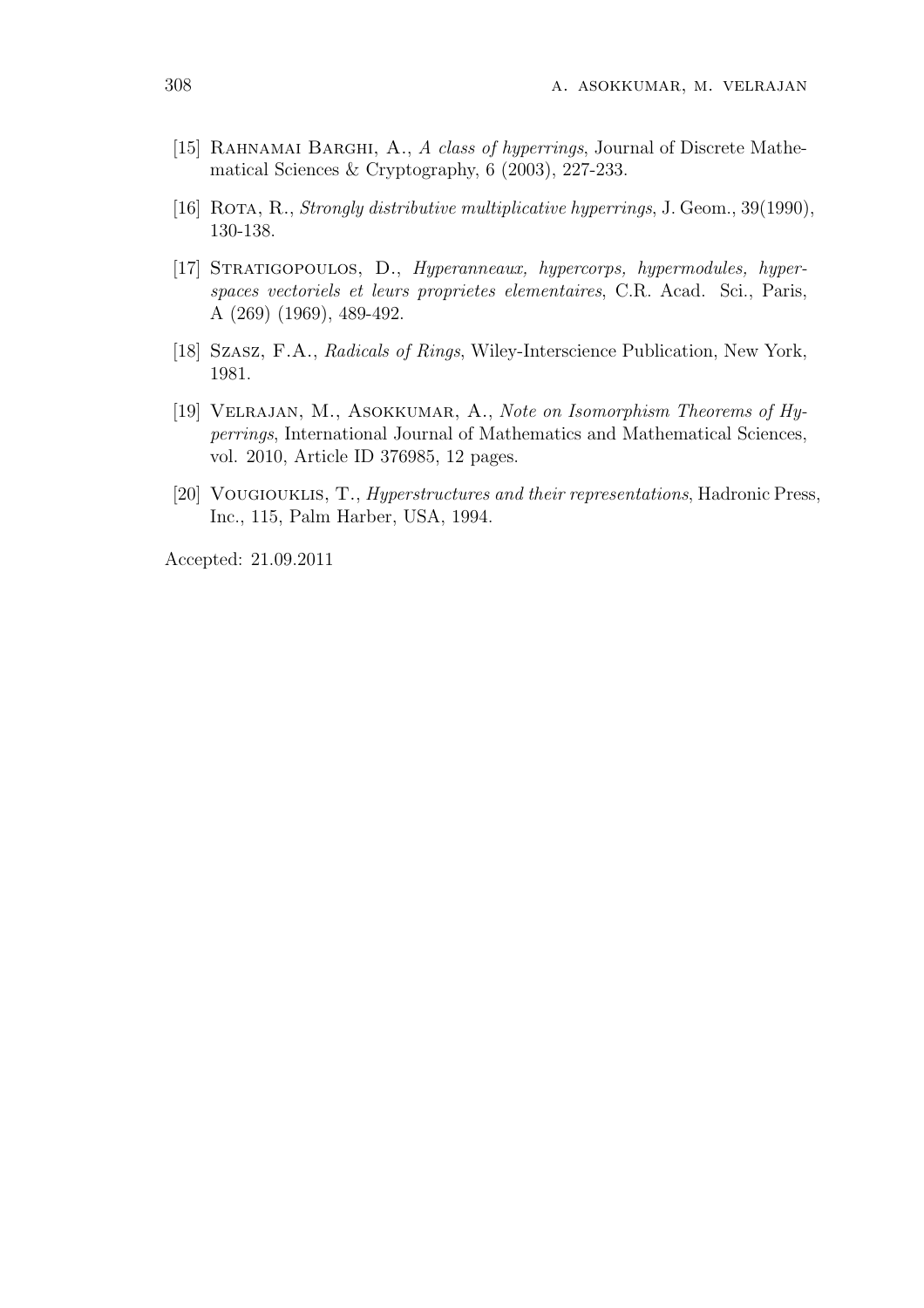[15] Rahnamai Barghi, A., *A class of hyperrings*, Journal of Discrete Mathematical Sciences & Cryptography, 6 (2003), 227-233.

[16] Rota, R., *Strongly distributive multiplicative hyperrings*, J. Geom., 39(1990), 130-138.

[17] Stratigopoulos, D., *Hyperanneaux, hypercorps, hypermodules, hyperspaces vectoriels et leurs proprietes elementaires*, C.R. Acad. Sci., Paris, A (269) (1969), 489-492.

[18] Szasz, F.A., *Radicals of Rings*, Wiley-Interscience Publication, New York, 1981.

[19] Velrajan, M., Asokkumar, A., *Note on Isomorphism Theorems of Hyperrings*, International Journal of Mathematics and Mathematical Sciences, vol. 2010, Article ID 376985, 12 pages.

[20] Vougiouklis, T., *Hyperstructures and their representations*, Hadronic Press, Inc., 115, Palm Harber, USA, 1994.

Accepted: 21.09.2011